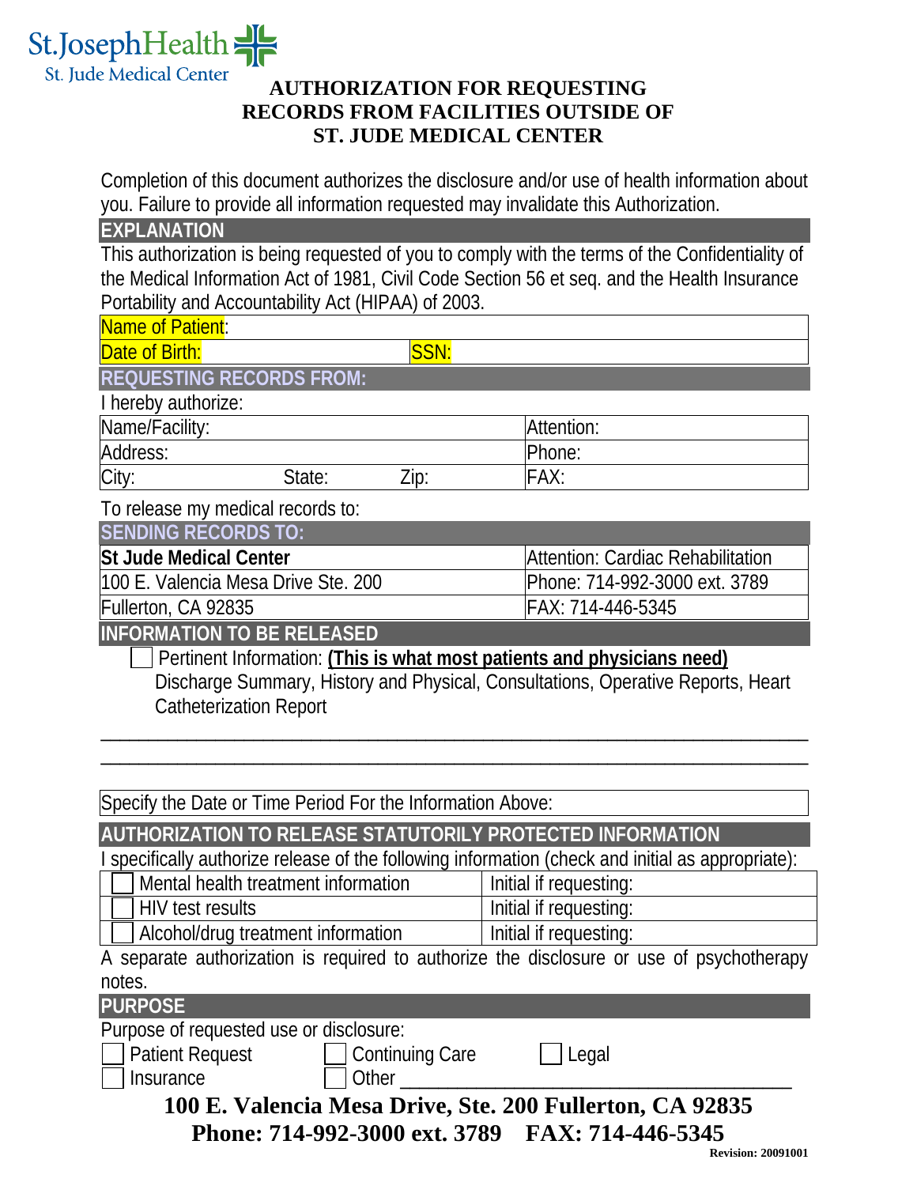St.JosephHealth
St. Jude Medical Center

# AUTHORIZATION FOR REQUESTING RECORDS FROM FACILITIES OUTSIDE OF ST. JUDE MEDICAL CENTER

Completion of this document authorizes the disclosure and/or use of health information about you. Failure to provide all information requested may invalidate this Authorization.

## EXPLANATION

This authorization is being requested of you to comply with the terms of the Confidentiality of the Medical Information Act of 1981, Civil Code Section 56 et seq. and the Health Insurance Portability and Accountability Act (HIPAA) of 2003.

| Name of Patient: | |
|---|---|
| Date of Birth: | SSN: |

## REQUESTING RECORDS FROM:

I hereby authorize:

| Name/Facility: | Attention: |
|---|---|
| Address: | Phone: |
| City: State: Zip: | FAX: |

To release my medical records to:

## SENDING RECORDS TO:

| **St Jude Medical Center** | Attention: Cardiac Rehabilitation |
|---|---|
| 100 E. Valencia Mesa Drive Ste. 200 | Phone: 714-992-3000 ext. 3789 |
| Fullerton, CA 92835 | FAX: 714-446-5345 |

## INFORMATION TO BE RELEASED

☐ Pertinent Information: **(This is what most patients and physicians need)**
Discharge Summary, History and Physical, Consultations, Operative Reports, Heart Catheterization Report

\_\_\_\_\_\_\_\_\_\_\_\_\_\_\_\_\_\_\_\_\_\_\_\_\_\_\_\_\_\_\_\_\_\_\_\_\_\_\_\_\_\_\_\_\_\_\_\_\_\_\_\_\_\_\_\_\_\_\_\_\_\_\_\_\_\_\_\_

\_\_\_\_\_\_\_\_\_\_\_\_\_\_\_\_\_\_\_\_\_\_\_\_\_\_\_\_\_\_\_\_\_\_\_\_\_\_\_\_\_\_\_\_\_\_\_\_\_\_\_\_\_\_\_\_\_\_\_\_\_\_\_\_\_\_\_\_

| Specify the Date or Time Period For the Information Above: |
|---|

## AUTHORIZATION TO RELEASE STATUTORILY PROTECTED INFORMATION

I specifically authorize release of the following information (check and initial as appropriate):

| | |
|---|---|
| ☐ Mental health treatment information | Initial if requesting: |
| ☐ HIV test results | Initial if requesting: |
| ☐ Alcohol/drug treatment information | Initial if requesting: |

A separate authorization is required to authorize the disclosure or use of psychotherapy notes.

## PURPOSE

Purpose of requested use or disclosure:

☐ Patient Request ☐ Continuing Care ☐ Legal
☐ Insurance ☐ Other \_\_\_\_\_\_\_\_\_\_\_\_\_\_\_\_\_\_\_\_\_\_\_\_\_\_\_\_\_\_\_\_\_\_\_\_

**100 E. Valencia Mesa Drive, Ste. 200 Fullerton, CA 92835**
**Phone: 714-992-3000 ext. 3789 FAX: 714-446-5345**

Revision: 20091001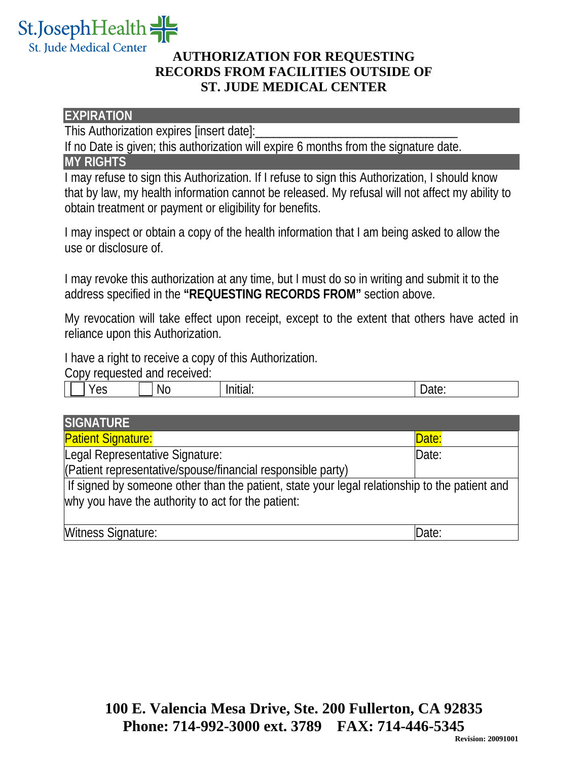St.JosephHealth
St. Jude Medical Center

# AUTHORIZATION FOR REQUESTING RECORDS FROM FACILITIES OUTSIDE OF ST. JUDE MEDICAL CENTER

## EXPIRATION

This Authorization expires [insert date]:________________________________

If no Date is given; this authorization will expire 6 months from the signature date.

## MY RIGHTS

I may refuse to sign this Authorization. If I refuse to sign this Authorization, I should know that by law, my health information cannot be released. My refusal will not affect my ability to obtain treatment or payment or eligibility for benefits.

I may inspect or obtain a copy of the health information that I am being asked to allow the use or disclosure of.

I may revoke this authorization at any time, but I must do so in writing and submit it to the address specified in the **"REQUESTING RECORDS FROM"** section above.

My revocation will take effect upon receipt, except to the extent that others have acted in reliance upon this Authorization.

I have a right to receive a copy of this Authorization.

Copy requested and received:

| | | | |
|---|---|---|---|
| ☐ Yes | ☐ No | Initial: | Date: |

## SIGNATURE

| | |
|---|---|
| Patient Signature: | Date: |
| Legal Representative Signature:<br>(Patient representative/spouse/financial responsible party) | Date: |
| If signed by someone other than the patient, state your legal relationship to the patient and why you have the authority to act for the patient: | |
| Witness Signature: | Date: |

**100 E. Valencia Mesa Drive, Ste. 200 Fullerton, CA 92835**

**Phone: 714-992-3000 ext. 3789 FAX: 714-446-5345**

**Revision: 20091001**